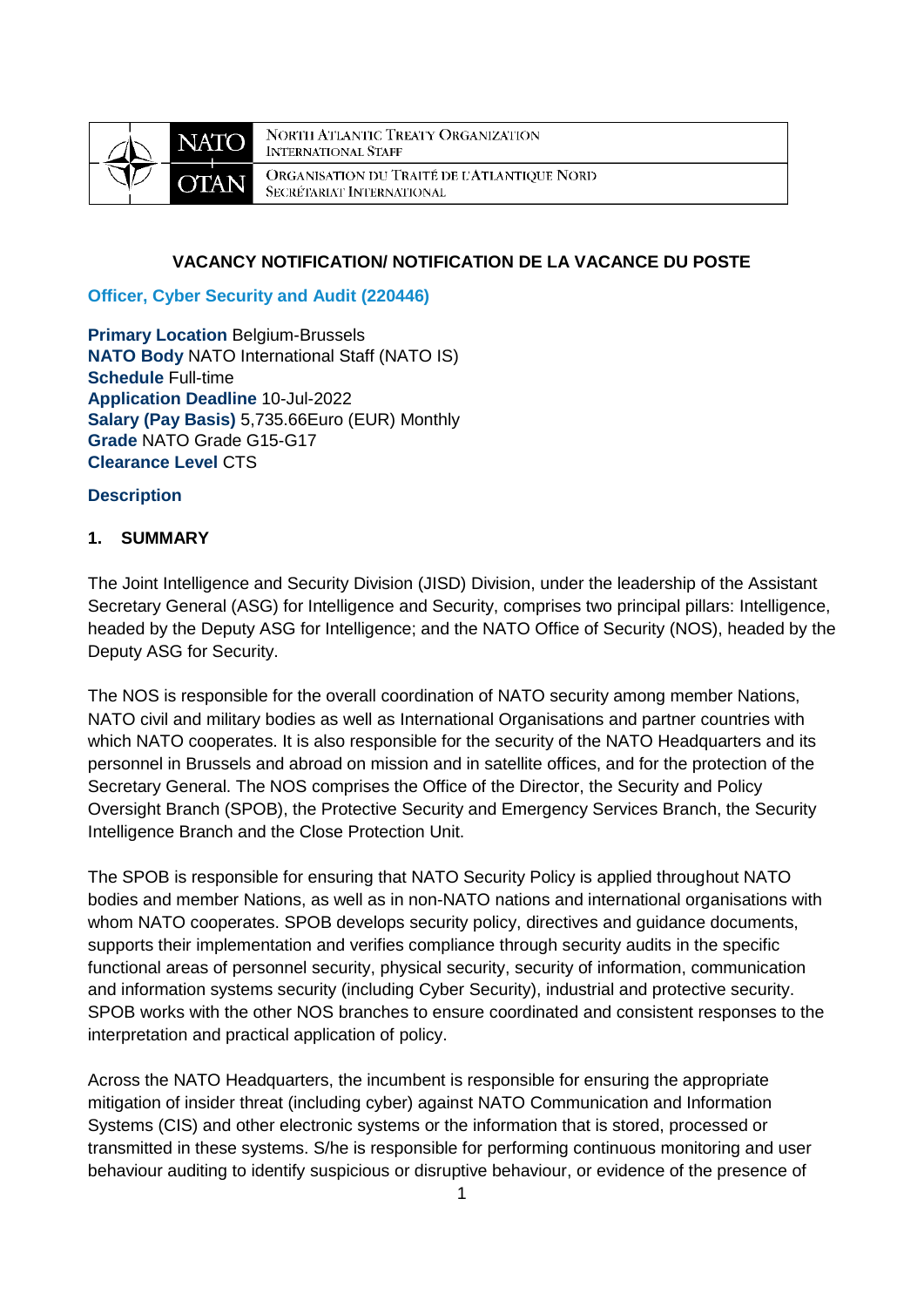NORTH ATLANTIC TREATY ORGANIZATION
INTERNATIONAL STAFF

ORGANISATION DU TRAITÉ DE L'ATLANTIQUE NORD
SECRÉTARIAT INTERNATIONAL

## VACANCY NOTIFICATION/ NOTIFICATION DE LA VACANCE DU POSTE

### Officer, Cyber Security and Audit (220446)

**Primary Location** Belgium-Brussels
**NATO Body** NATO International Staff (NATO IS)
**Schedule** Full-time
**Application Deadline** 10-Jul-2022
**Salary (Pay Basis)** 5,735.66Euro (EUR) Monthly
**Grade** NATO Grade G15-G17
**Clearance Level** CTS

### Description

#### 1. SUMMARY

The Joint Intelligence and Security Division (JISD) Division, under the leadership of the Assistant Secretary General (ASG) for Intelligence and Security, comprises two principal pillars: Intelligence, headed by the Deputy ASG for Intelligence; and the NATO Office of Security (NOS), headed by the Deputy ASG for Security.

The NOS is responsible for the overall coordination of NATO security among member Nations, NATO civil and military bodies as well as International Organisations and partner countries with which NATO cooperates. It is also responsible for the security of the NATO Headquarters and its personnel in Brussels and abroad on mission and in satellite offices, and for the protection of the Secretary General. The NOS comprises the Office of the Director, the Security and Policy Oversight Branch (SPOB), the Protective Security and Emergency Services Branch, the Security Intelligence Branch and the Close Protection Unit.

The SPOB is responsible for ensuring that NATO Security Policy is applied throughout NATO bodies and member Nations, as well as in non-NATO nations and international organisations with whom NATO cooperates. SPOB develops security policy, directives and guidance documents, supports their implementation and verifies compliance through security audits in the specific functional areas of personnel security, physical security, security of information, communication and information systems security (including Cyber Security), industrial and protective security. SPOB works with the other NOS branches to ensure coordinated and consistent responses to the interpretation and practical application of policy.

Across the NATO Headquarters, the incumbent is responsible for ensuring the appropriate mitigation of insider threat (including cyber) against NATO Communication and Information Systems (CIS) and other electronic systems or the information that is stored, processed or transmitted in these systems. S/he is responsible for performing continuous monitoring and user behaviour auditing to identify suspicious or disruptive behaviour, or evidence of the presence of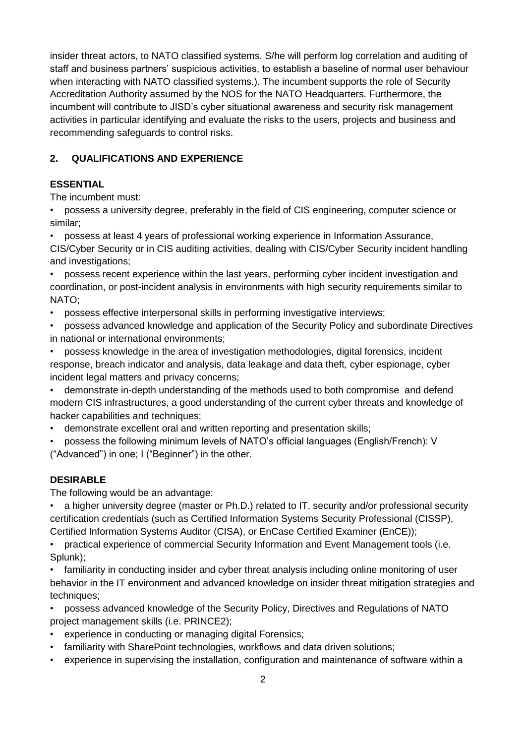insider threat actors, to NATO classified systems. S/he will perform log correlation and auditing of staff and business partners' suspicious activities, to establish a baseline of normal user behaviour when interacting with NATO classified systems.). The incumbent supports the role of Security Accreditation Authority assumed by the NOS for the NATO Headquarters. Furthermore, the incumbent will contribute to JISD's cyber situational awareness and security risk management activities in particular identifying and evaluate the risks to the users, projects and business and recommending safeguards to control risks.

## 2. QUALIFICATIONS AND EXPERIENCE

### ESSENTIAL

The incumbent must:

- possess a university degree, preferably in the field of CIS engineering, computer science or similar;
- possess at least 4 years of professional working experience in Information Assurance, CIS/Cyber Security or in CIS auditing activities, dealing with CIS/Cyber Security incident handling and investigations;
- possess recent experience within the last years, performing cyber incident investigation and coordination, or post-incident analysis in environments with high security requirements similar to NATO;
- possess effective interpersonal skills in performing investigative interviews;
- possess advanced knowledge and application of the Security Policy and subordinate Directives in national or international environments;
- possess knowledge in the area of investigation methodologies, digital forensics, incident response, breach indicator and analysis, data leakage and data theft, cyber espionage, cyber incident legal matters and privacy concerns;
- demonstrate in-depth understanding of the methods used to both compromise and defend modern CIS infrastructures, a good understanding of the current cyber threats and knowledge of hacker capabilities and techniques;
- demonstrate excellent oral and written reporting and presentation skills;
- possess the following minimum levels of NATO's official languages (English/French): V ("Advanced") in one; I ("Beginner") in the other.

### DESIRABLE

The following would be an advantage:

- a higher university degree (master or Ph.D.) related to IT, security and/or professional security certification credentials (such as Certified Information Systems Security Professional (CISSP), Certified Information Systems Auditor (CISA), or EnCase Certified Examiner (EnCE));
- practical experience of commercial Security Information and Event Management tools (i.e. Splunk);
- familiarity in conducting insider and cyber threat analysis including online monitoring of user behavior in the IT environment and advanced knowledge on insider threat mitigation strategies and techniques;
- possess advanced knowledge of the Security Policy, Directives and Regulations of NATO project management skills (i.e. PRINCE2);
- experience in conducting or managing digital Forensics;
- familiarity with SharePoint technologies, workflows and data driven solutions;
- experience in supervising the installation, configuration and maintenance of software within a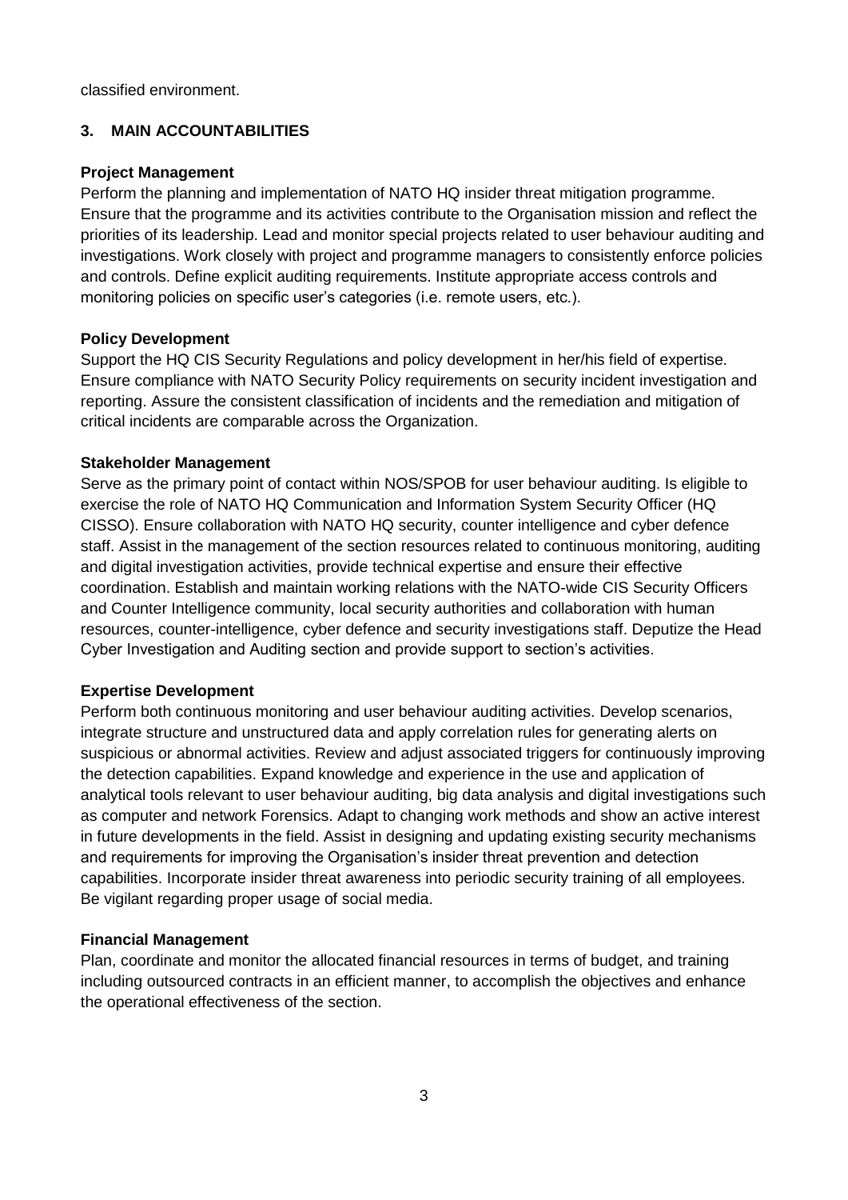classified environment.

## 3. MAIN ACCOUNTABILITIES

**Project Management**

Perform the planning and implementation of NATO HQ insider threat mitigation programme. Ensure that the programme and its activities contribute to the Organisation mission and reflect the priorities of its leadership. Lead and monitor special projects related to user behaviour auditing and investigations. Work closely with project and programme managers to consistently enforce policies and controls. Define explicit auditing requirements. Institute appropriate access controls and monitoring policies on specific user's categories (i.e. remote users, etc.).

**Policy Development**

Support the HQ CIS Security Regulations and policy development in her/his field of expertise. Ensure compliance with NATO Security Policy requirements on security incident investigation and reporting. Assure the consistent classification of incidents and the remediation and mitigation of critical incidents are comparable across the Organization.

**Stakeholder Management**

Serve as the primary point of contact within NOS/SPOB for user behaviour auditing. Is eligible to exercise the role of NATO HQ Communication and Information System Security Officer (HQ CISSO). Ensure collaboration with NATO HQ security, counter intelligence and cyber defence staff. Assist in the management of the section resources related to continuous monitoring, auditing and digital investigation activities, provide technical expertise and ensure their effective coordination. Establish and maintain working relations with the NATO-wide CIS Security Officers and Counter Intelligence community, local security authorities and collaboration with human resources, counter-intelligence, cyber defence and security investigations staff. Deputize the Head Cyber Investigation and Auditing section and provide support to section's activities.

**Expertise Development**

Perform both continuous monitoring and user behaviour auditing activities. Develop scenarios, integrate structure and unstructured data and apply correlation rules for generating alerts on suspicious or abnormal activities. Review and adjust associated triggers for continuously improving the detection capabilities. Expand knowledge and experience in the use and application of analytical tools relevant to user behaviour auditing, big data analysis and digital investigations such as computer and network Forensics. Adapt to changing work methods and show an active interest in future developments in the field. Assist in designing and updating existing security mechanisms and requirements for improving the Organisation's insider threat prevention and detection capabilities. Incorporate insider threat awareness into periodic security training of all employees. Be vigilant regarding proper usage of social media.

**Financial Management**

Plan, coordinate and monitor the allocated financial resources in terms of budget, and training including outsourced contracts in an efficient manner, to accomplish the objectives and enhance the operational effectiveness of the section.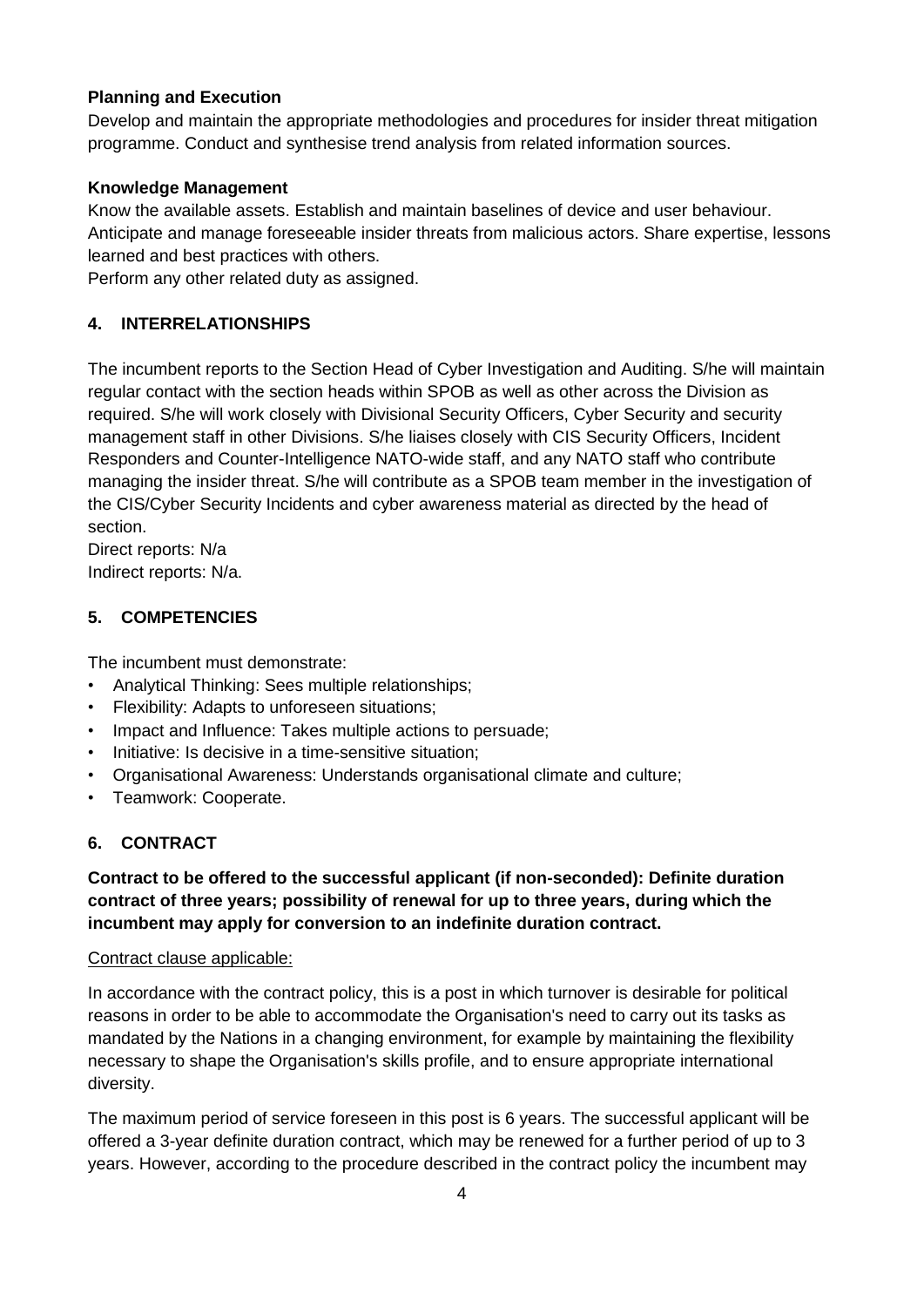**Planning and Execution**

Develop and maintain the appropriate methodologies and procedures for insider threat mitigation programme. Conduct and synthesise trend analysis from related information sources.

**Knowledge Management**

Know the available assets. Establish and maintain baselines of device and user behaviour. Anticipate and manage foreseeable insider threats from malicious actors. Share expertise, lessons learned and best practices with others.
Perform any other related duty as assigned.

## 4. INTERRELATIONSHIPS

The incumbent reports to the Section Head of Cyber Investigation and Auditing. S/he will maintain regular contact with the section heads within SPOB as well as other across the Division as required. S/he will work closely with Divisional Security Officers, Cyber Security and security management staff in other Divisions. S/he liaises closely with CIS Security Officers, Incident Responders and Counter-Intelligence NATO-wide staff, and any NATO staff who contribute managing the insider threat. S/he will contribute as a SPOB team member in the investigation of the CIS/Cyber Security Incidents and cyber awareness material as directed by the head of section.
Direct reports: N/a
Indirect reports: N/a.

## 5. COMPETENCIES

The incumbent must demonstrate:

- Analytical Thinking: Sees multiple relationships;
- Flexibility: Adapts to unforeseen situations;
- Impact and Influence: Takes multiple actions to persuade;
- Initiative: Is decisive in a time-sensitive situation;
- Organisational Awareness: Understands organisational climate and culture;
- Teamwork: Cooperate.

## 6. CONTRACT

**Contract to be offered to the successful applicant (if non-seconded): Definite duration contract of three years; possibility of renewal for up to three years, during which the incumbent may apply for conversion to an indefinite duration contract.**

Contract clause applicable:

In accordance with the contract policy, this is a post in which turnover is desirable for political reasons in order to be able to accommodate the Organisation's need to carry out its tasks as mandated by the Nations in a changing environment, for example by maintaining the flexibility necessary to shape the Organisation's skills profile, and to ensure appropriate international diversity.

The maximum period of service foreseen in this post is 6 years. The successful applicant will be offered a 3-year definite duration contract, which may be renewed for a further period of up to 3 years. However, according to the procedure described in the contract policy the incumbent may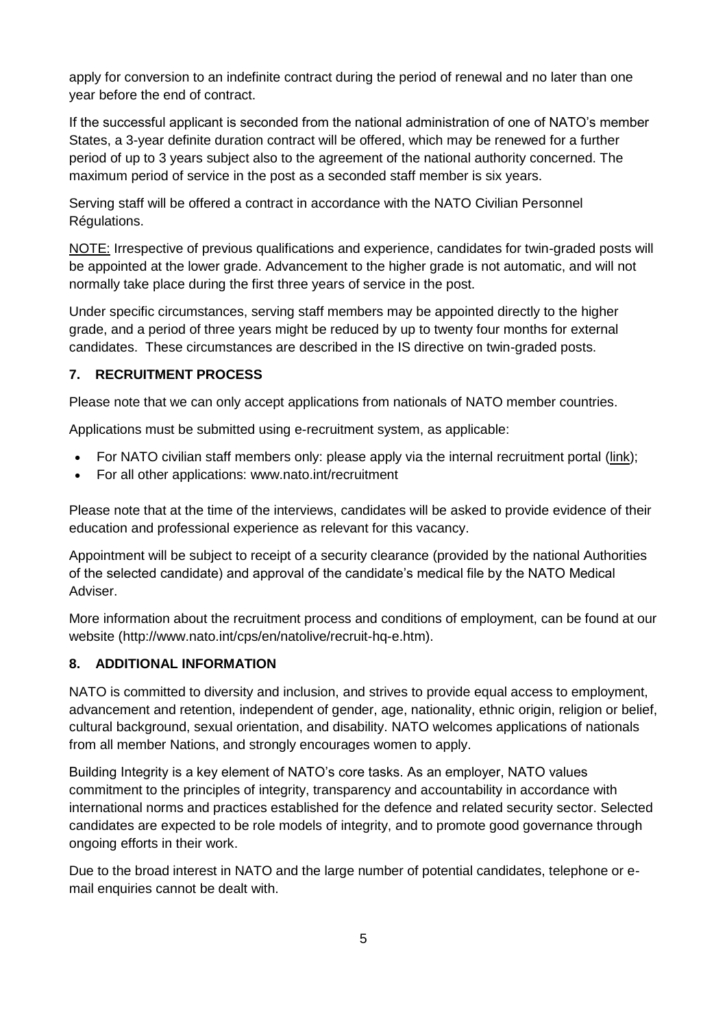apply for conversion to an indefinite contract during the period of renewal and no later than one year before the end of contract.

If the successful applicant is seconded from the national administration of one of NATO's member States, a 3-year definite duration contract will be offered, which may be renewed for a further period of up to 3 years subject also to the agreement of the national authority concerned. The maximum period of service in the post as a seconded staff member is six years.

Serving staff will be offered a contract in accordance with the NATO Civilian Personnel Régulations.

NOTE: Irrespective of previous qualifications and experience, candidates for twin-graded posts will be appointed at the lower grade. Advancement to the higher grade is not automatic, and will not normally take place during the first three years of service in the post.

Under specific circumstances, serving staff members may be appointed directly to the higher grade, and a period of three years might be reduced by up to twenty four months for external candidates. These circumstances are described in the IS directive on twin-graded posts.

## 7. RECRUITMENT PROCESS

Please note that we can only accept applications from nationals of NATO member countries.

Applications must be submitted using e-recruitment system, as applicable:

- For NATO civilian staff members only: please apply via the internal recruitment portal (link);
- For all other applications: www.nato.int/recruitment

Please note that at the time of the interviews, candidates will be asked to provide evidence of their education and professional experience as relevant for this vacancy.

Appointment will be subject to receipt of a security clearance (provided by the national Authorities of the selected candidate) and approval of the candidate's medical file by the NATO Medical Adviser.

More information about the recruitment process and conditions of employment, can be found at our website (http://www.nato.int/cps/en/natolive/recruit-hq-e.htm).

## 8. ADDITIONAL INFORMATION

NATO is committed to diversity and inclusion, and strives to provide equal access to employment, advancement and retention, independent of gender, age, nationality, ethnic origin, religion or belief, cultural background, sexual orientation, and disability. NATO welcomes applications of nationals from all member Nations, and strongly encourages women to apply.

Building Integrity is a key element of NATO's core tasks. As an employer, NATO values commitment to the principles of integrity, transparency and accountability in accordance with international norms and practices established for the defence and related security sector. Selected candidates are expected to be role models of integrity, and to promote good governance through ongoing efforts in their work.

Due to the broad interest in NATO and the large number of potential candidates, telephone or e-mail enquiries cannot be dealt with.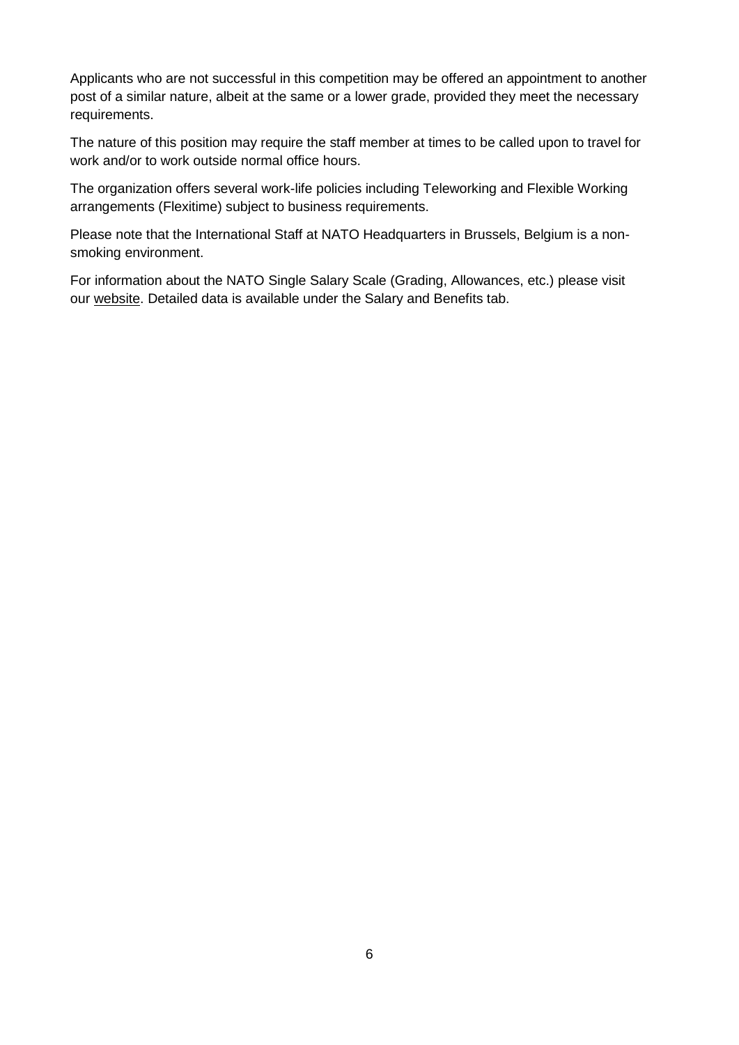Applicants who are not successful in this competition may be offered an appointment to another post of a similar nature, albeit at the same or a lower grade, provided they meet the necessary requirements.

The nature of this position may require the staff member at times to be called upon to travel for work and/or to work outside normal office hours.

The organization offers several work-life policies including Teleworking and Flexible Working arrangements (Flexitime) subject to business requirements.

Please note that the International Staff at NATO Headquarters in Brussels, Belgium is a non-smoking environment.

For information about the NATO Single Salary Scale (Grading, Allowances, etc.) please visit our website. Detailed data is available under the Salary and Benefits tab.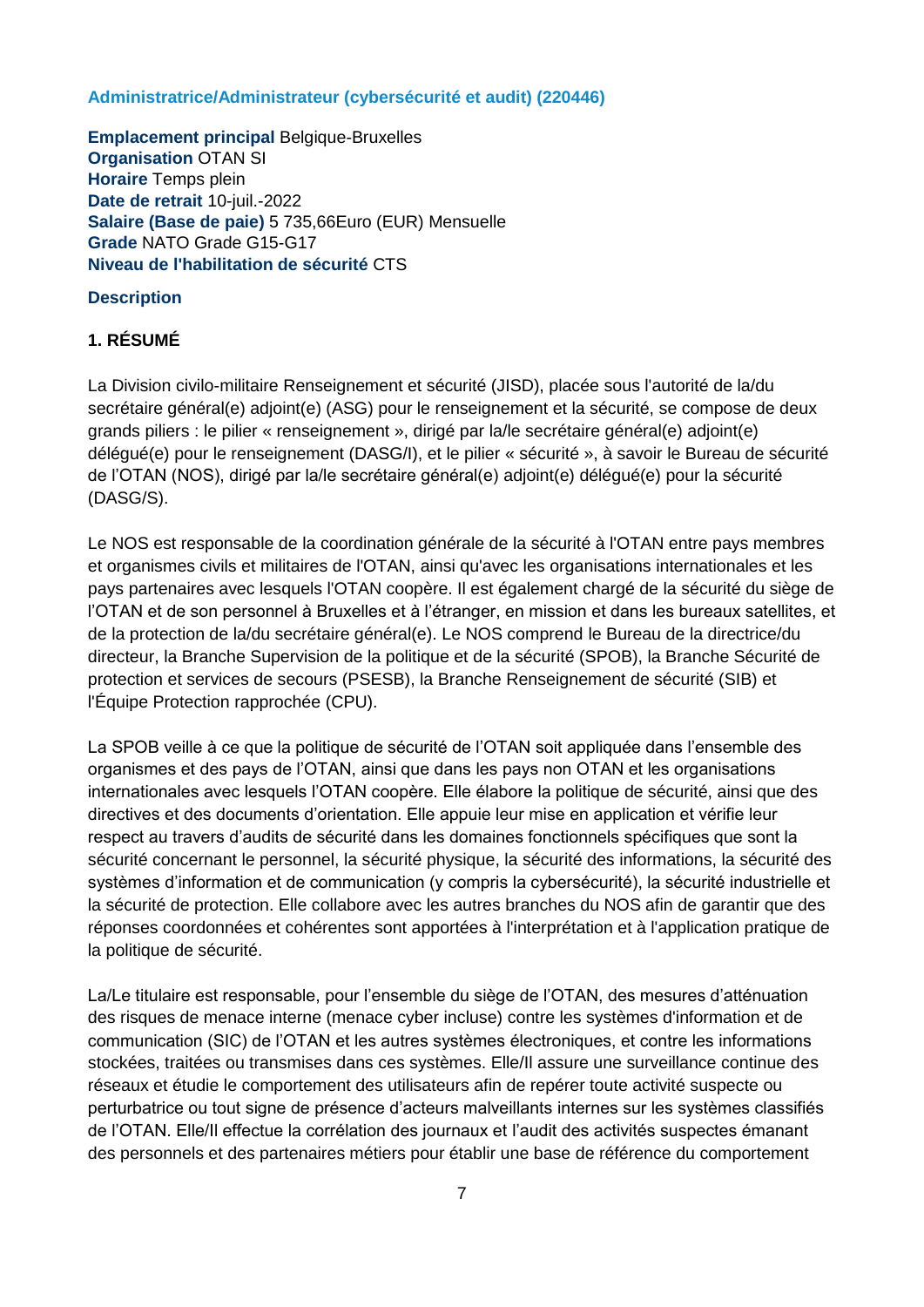### Administratrice/Administrateur (cybersécurité et audit) (220446)

**Emplacement principal** Belgique-Bruxelles
**Organisation** OTAN SI
**Horaire** Temps plein
**Date de retrait** 10-juil.-2022
**Salaire (Base de paie)** 5 735,66Euro (EUR) Mensuelle
**Grade** NATO Grade G15-G17
**Niveau de l'habilitation de sécurité** CTS

**Description**

#### 1. RÉSUMÉ

La Division civilo-militaire Renseignement et sécurité (JISD), placée sous l'autorité de la/du secrétaire général(e) adjoint(e) (ASG) pour le renseignement et la sécurité, se compose de deux grands piliers : le pilier « renseignement », dirigé par la/le secrétaire général(e) adjoint(e) délégué(e) pour le renseignement (DASG/I), et le pilier « sécurité », à savoir le Bureau de sécurité de l'OTAN (NOS), dirigé par la/le secrétaire général(e) adjoint(e) délégué(e) pour la sécurité (DASG/S).

Le NOS est responsable de la coordination générale de la sécurité à l'OTAN entre pays membres et organismes civils et militaires de l'OTAN, ainsi qu'avec les organisations internationales et les pays partenaires avec lesquels l'OTAN coopère. Il est également chargé de la sécurité du siège de l'OTAN et de son personnel à Bruxelles et à l'étranger, en mission et dans les bureaux satellites, et de la protection de la/du secrétaire général(e). Le NOS comprend le Bureau de la directrice/du directeur, la Branche Supervision de la politique et de la sécurité (SPOB), la Branche Sécurité de protection et services de secours (PSESB), la Branche Renseignement de sécurité (SIB) et l'Équipe Protection rapprochée (CPU).

La SPOB veille à ce que la politique de sécurité de l'OTAN soit appliquée dans l'ensemble des organismes et des pays de l'OTAN, ainsi que dans les pays non OTAN et les organisations internationales avec lesquels l'OTAN coopère. Elle élabore la politique de sécurité, ainsi que des directives et des documents d'orientation. Elle appuie leur mise en application et vérifie leur respect au travers d'audits de sécurité dans les domaines fonctionnels spécifiques que sont la sécurité concernant le personnel, la sécurité physique, la sécurité des informations, la sécurité des systèmes d'information et de communication (y compris la cybersécurité), la sécurité industrielle et la sécurité de protection. Elle collabore avec les autres branches du NOS afin de garantir que des réponses coordonnées et cohérentes sont apportées à l'interprétation et à l'application pratique de la politique de sécurité.

La/Le titulaire est responsable, pour l'ensemble du siège de l'OTAN, des mesures d'atténuation des risques de menace interne (menace cyber incluse) contre les systèmes d'information et de communication (SIC) de l'OTAN et les autres systèmes électroniques, et contre les informations stockées, traitées ou transmises dans ces systèmes. Elle/Il assure une surveillance continue des réseaux et étudie le comportement des utilisateurs afin de repérer toute activité suspecte ou perturbatrice ou tout signe de présence d'acteurs malveillants internes sur les systèmes classifiés de l'OTAN. Elle/Il effectue la corrélation des journaux et l'audit des activités suspectes émanant des personnels et des partenaires métiers pour établir une base de référence du comportement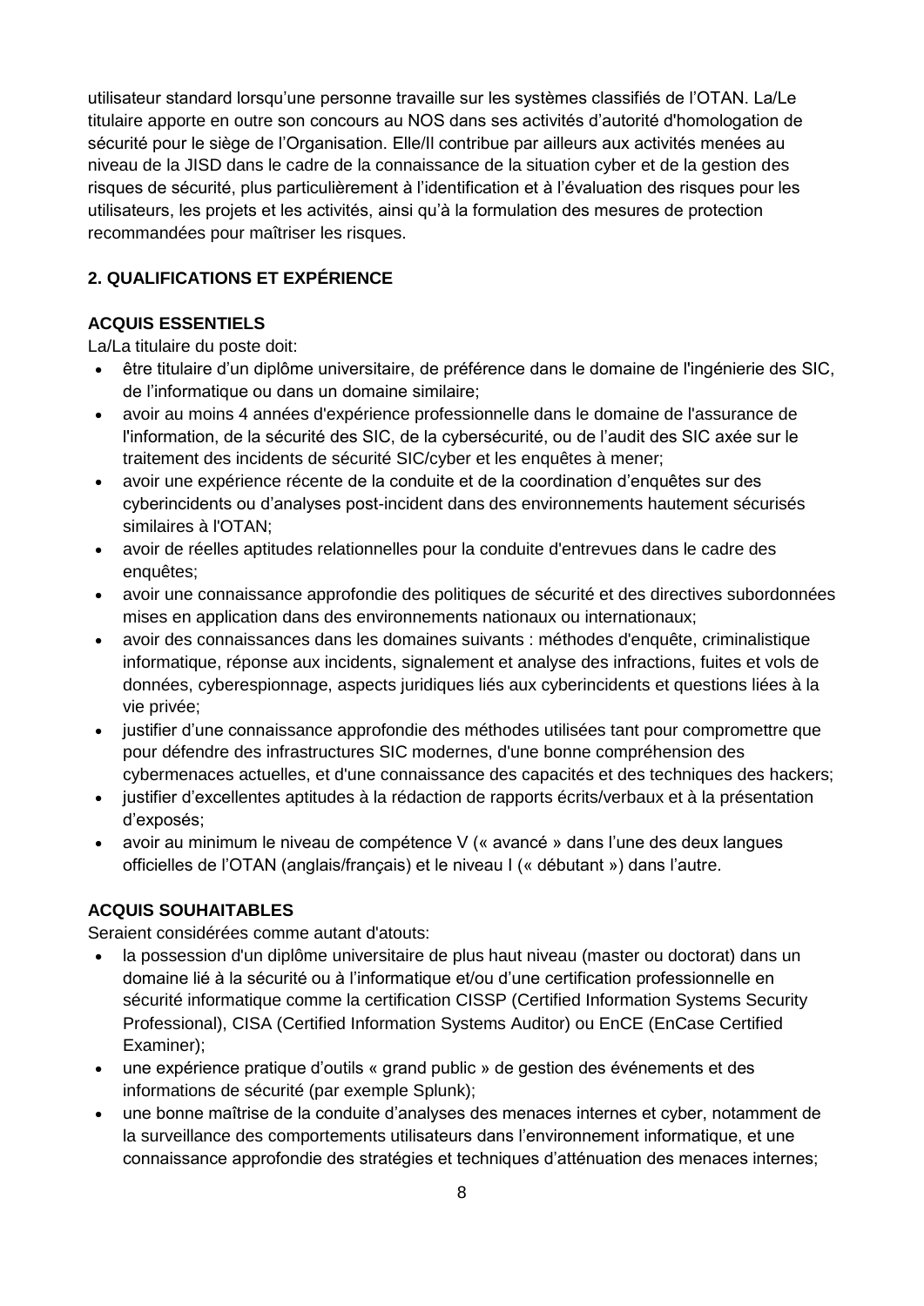utilisateur standard lorsqu'une personne travaille sur les systèmes classifiés de l'OTAN. La/Le titulaire apporte en outre son concours au NOS dans ses activités d'autorité d'homologation de sécurité pour le siège de l'Organisation. Elle/Il contribue par ailleurs aux activités menées au niveau de la JISD dans le cadre de la connaissance de la situation cyber et de la gestion des risques de sécurité, plus particulièrement à l'identification et à l'évaluation des risques pour les utilisateurs, les projets et les activités, ainsi qu'à la formulation des mesures de protection recommandées pour maîtriser les risques.

## 2. QUALIFICATIONS ET EXPÉRIENCE

### ACQUIS ESSENTIELS

La/La titulaire du poste doit:

- être titulaire d'un diplôme universitaire, de préférence dans le domaine de l'ingénierie des SIC, de l'informatique ou dans un domaine similaire;
- avoir au moins 4 années d'expérience professionnelle dans le domaine de l'assurance de l'information, de la sécurité des SIC, de la cybersécurité, ou de l'audit des SIC axée sur le traitement des incidents de sécurité SIC/cyber et les enquêtes à mener;
- avoir une expérience récente de la conduite et de la coordination d'enquêtes sur des cyberincidents ou d'analyses post-incident dans des environnements hautement sécurisés similaires à l'OTAN;
- avoir de réelles aptitudes relationnelles pour la conduite d'entrevues dans le cadre des enquêtes;
- avoir une connaissance approfondie des politiques de sécurité et des directives subordonnées mises en application dans des environnements nationaux ou internationaux;
- avoir des connaissances dans les domaines suivants : méthodes d'enquête, criminalistique informatique, réponse aux incidents, signalement et analyse des infractions, fuites et vols de données, cyberespionnage, aspects juridiques liés aux cyberincidents et questions liées à la vie privée;
- justifier d'une connaissance approfondie des méthodes utilisées tant pour compromettre que pour défendre des infrastructures SIC modernes, d'une bonne compréhension des cybermenaces actuelles, et d'une connaissance des capacités et des techniques des hackers;
- justifier d'excellentes aptitudes à la rédaction de rapports écrits/verbaux et à la présentation d'exposés;
- avoir au minimum le niveau de compétence V (« avancé » dans l'une des deux langues officielles de l'OTAN (anglais/français) et le niveau I (« débutant ») dans l'autre.

### ACQUIS SOUHAITABLES

Seraient considérées comme autant d'atouts:

- la possession d'un diplôme universitaire de plus haut niveau (master ou doctorat) dans un domaine lié à la sécurité ou à l'informatique et/ou d'une certification professionnelle en sécurité informatique comme la certification CISSP (Certified Information Systems Security Professional), CISA (Certified Information Systems Auditor) ou EnCE (EnCase Certified Examiner);
- une expérience pratique d'outils « grand public » de gestion des événements et des informations de sécurité (par exemple Splunk);
- une bonne maîtrise de la conduite d'analyses des menaces internes et cyber, notamment de la surveillance des comportements utilisateurs dans l'environnement informatique, et une connaissance approfondie des stratégies et techniques d'atténuation des menaces internes;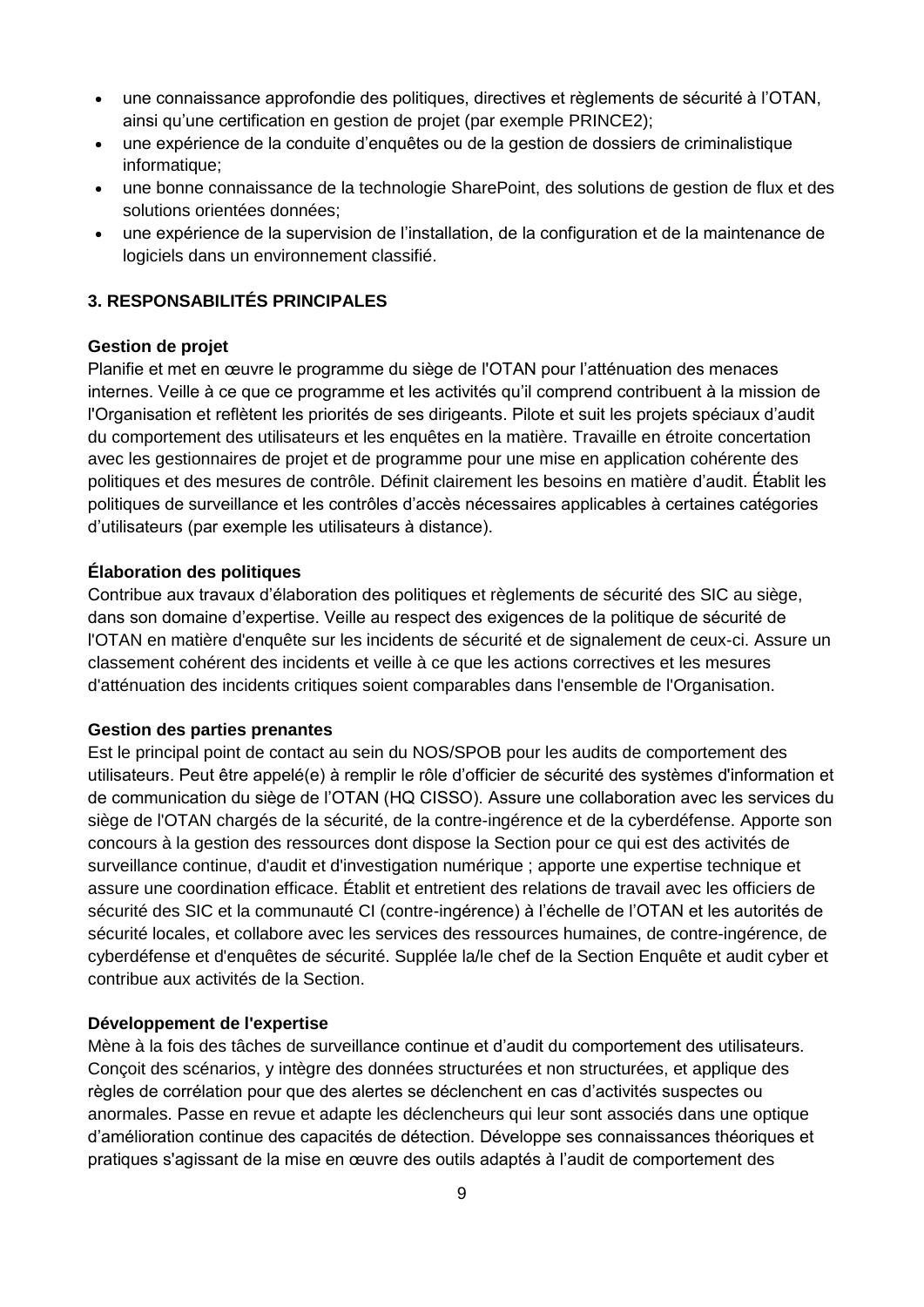- une connaissance approfondie des politiques, directives et règlements de sécurité à l'OTAN, ainsi qu'une certification en gestion de projet (par exemple PRINCE2);
- une expérience de la conduite d'enquêtes ou de la gestion de dossiers de criminalistique informatique;
- une bonne connaissance de la technologie SharePoint, des solutions de gestion de flux et des solutions orientées données;
- une expérience de la supervision de l'installation, de la configuration et de la maintenance de logiciels dans un environnement classifié.

## 3. RESPONSABILITÉS PRINCIPALES

**Gestion de projet**
Planifie et met en œuvre le programme du siège de l'OTAN pour l'atténuation des menaces internes. Veille à ce que ce programme et les activités qu'il comprend contribuent à la mission de l'Organisation et reflètent les priorités de ses dirigeants. Pilote et suit les projets spéciaux d'audit du comportement des utilisateurs et les enquêtes en la matière. Travaille en étroite concertation avec les gestionnaires de projet et de programme pour une mise en application cohérente des politiques et des mesures de contrôle. Définit clairement les besoins en matière d'audit. Établit les politiques de surveillance et les contrôles d'accès nécessaires applicables à certaines catégories d'utilisateurs (par exemple les utilisateurs à distance).

**Élaboration des politiques**
Contribue aux travaux d'élaboration des politiques et règlements de sécurité des SIC au siège, dans son domaine d'expertise. Veille au respect des exigences de la politique de sécurité de l'OTAN en matière d'enquête sur les incidents de sécurité et de signalement de ceux-ci. Assure un classement cohérent des incidents et veille à ce que les actions correctives et les mesures d'atténuation des incidents critiques soient comparables dans l'ensemble de l'Organisation.

**Gestion des parties prenantes**
Est le principal point de contact au sein du NOS/SPOB pour les audits de comportement des utilisateurs. Peut être appelé(e) à remplir le rôle d'officier de sécurité des systèmes d'information et de communication du siège de l'OTAN (HQ CISSO). Assure une collaboration avec les services du siège de l'OTAN chargés de la sécurité, de la contre-ingérence et de la cyberdéfense. Apporte son concours à la gestion des ressources dont dispose la Section pour ce qui est des activités de surveillance continue, d'audit et d'investigation numérique ; apporte une expertise technique et assure une coordination efficace. Établit et entretient des relations de travail avec les officiers de sécurité des SIC et la communauté CI (contre-ingérence) à l'échelle de l'OTAN et les autorités de sécurité locales, et collabore avec les services des ressources humaines, de contre-ingérence, de cyberdéfense et d'enquêtes de sécurité. Supplée la/le chef de la Section Enquête et audit cyber et contribue aux activités de la Section.

**Développement de l'expertise**
Mène à la fois des tâches de surveillance continue et d'audit du comportement des utilisateurs. Conçoit des scénarios, y intègre des données structurées et non structurées, et applique des règles de corrélation pour que des alertes se déclenchent en cas d'activités suspectes ou anormales. Passe en revue et adapte les déclencheurs qui leur sont associés dans une optique d'amélioration continue des capacités de détection. Développe ses connaissances théoriques et pratiques s'agissant de la mise en œuvre des outils adaptés à l'audit de comportement des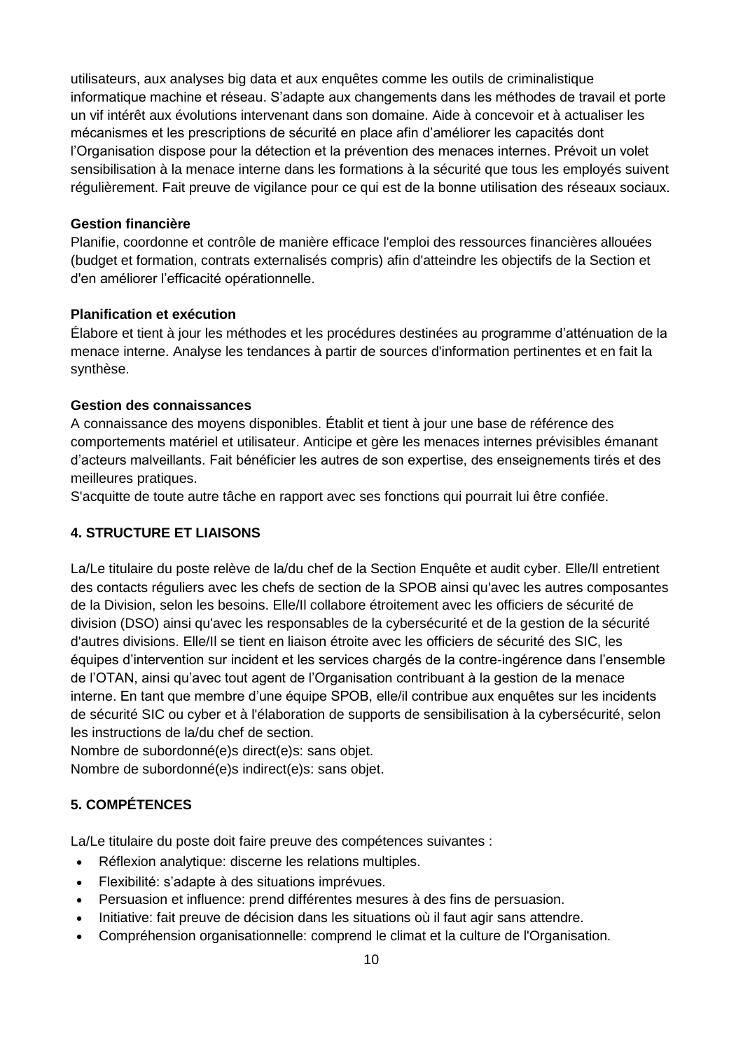utilisateurs, aux analyses big data et aux enquêtes comme les outils de criminalistique informatique machine et réseau. S'adapte aux changements dans les méthodes de travail et porte un vif intérêt aux évolutions intervenant dans son domaine. Aide à concevoir et à actualiser les mécanismes et les prescriptions de sécurité en place afin d'améliorer les capacités dont l'Organisation dispose pour la détection et la prévention des menaces internes. Prévoit un volet sensibilisation à la menace interne dans les formations à la sécurité que tous les employés suivent régulièrement. Fait preuve de vigilance pour ce qui est de la bonne utilisation des réseaux sociaux.

**Gestion financière**
Planifie, coordonne et contrôle de manière efficace l'emploi des ressources financières allouées (budget et formation, contrats externalisés compris) afin d'atteindre les objectifs de la Section et d'en améliorer l'efficacité opérationnelle.

**Planification et exécution**
Élabore et tient à jour les méthodes et les procédures destinées au programme d'atténuation de la menace interne. Analyse les tendances à partir de sources d'information pertinentes et en fait la synthèse.

**Gestion des connaissances**
A connaissance des moyens disponibles. Établit et tient à jour une base de référence des comportements matériel et utilisateur. Anticipe et gère les menaces internes prévisibles émanant d'acteurs malveillants. Fait bénéficier les autres de son expertise, des enseignements tirés et des meilleures pratiques.
S'acquitte de toute autre tâche en rapport avec ses fonctions qui pourrait lui être confiée.

## 4. STRUCTURE ET LIAISONS

La/Le titulaire du poste relève de la/du chef de la Section Enquête et audit cyber. Elle/Il entretient des contacts réguliers avec les chefs de section de la SPOB ainsi qu'avec les autres composantes de la Division, selon les besoins. Elle/Il collabore étroitement avec les officiers de sécurité de division (DSO) ainsi qu'avec les responsables de la cybersécurité et de la gestion de la sécurité d'autres divisions. Elle/Il se tient en liaison étroite avec les officiers de sécurité des SIC, les équipes d'intervention sur incident et les services chargés de la contre-ingérence dans l'ensemble de l'OTAN, ainsi qu'avec tout agent de l'Organisation contribuant à la gestion de la menace interne. En tant que membre d'une équipe SPOB, elle/il contribue aux enquêtes sur les incidents de sécurité SIC ou cyber et à l'élaboration de supports de sensibilisation à la cybersécurité, selon les instructions de la/du chef de section.
Nombre de subordonné(e)s direct(e)s: sans objet.
Nombre de subordonné(e)s indirect(e)s: sans objet.

## 5. COMPÉTENCES

La/Le titulaire du poste doit faire preuve des compétences suivantes :

- Réflexion analytique: discerne les relations multiples.
- Flexibilité: s'adapte à des situations imprévues.
- Persuasion et influence: prend différentes mesures à des fins de persuasion.
- Initiative: fait preuve de décision dans les situations où il faut agir sans attendre.
- Compréhension organisationnelle: comprend le climat et la culture de l'Organisation.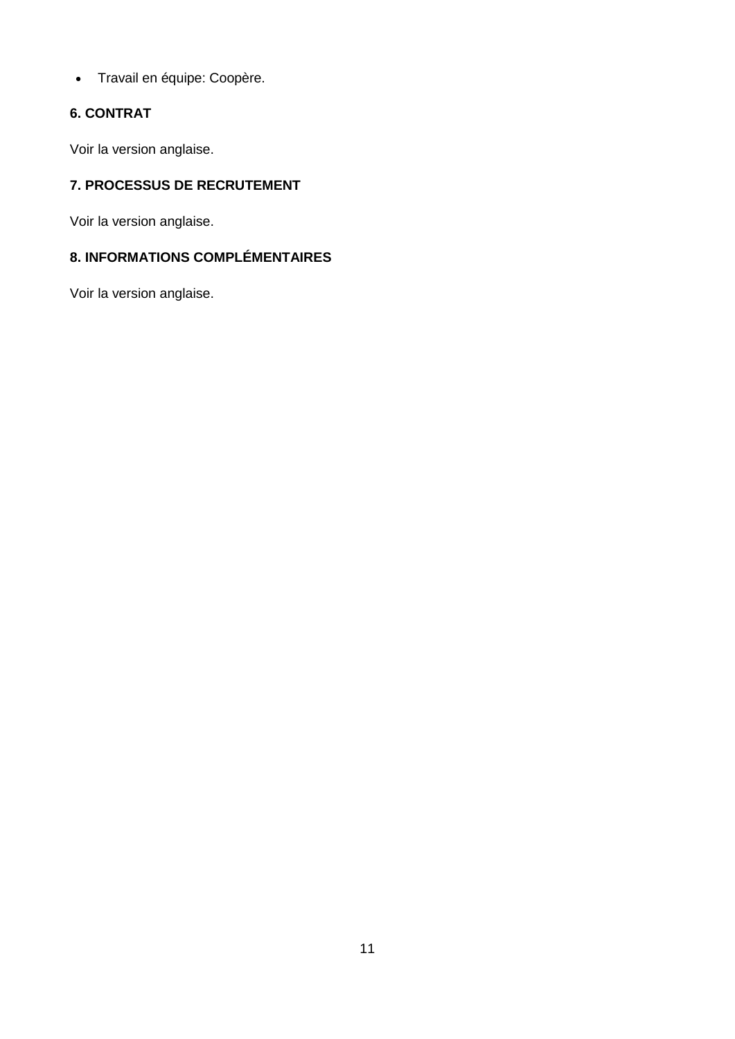- Travail en équipe: Coopère.

**6. CONTRAT**

Voir la version anglaise.

**7. PROCESSUS DE RECRUTEMENT**

Voir la version anglaise.

**8. INFORMATIONS COMPLÉMENTAIRES**

Voir la version anglaise.